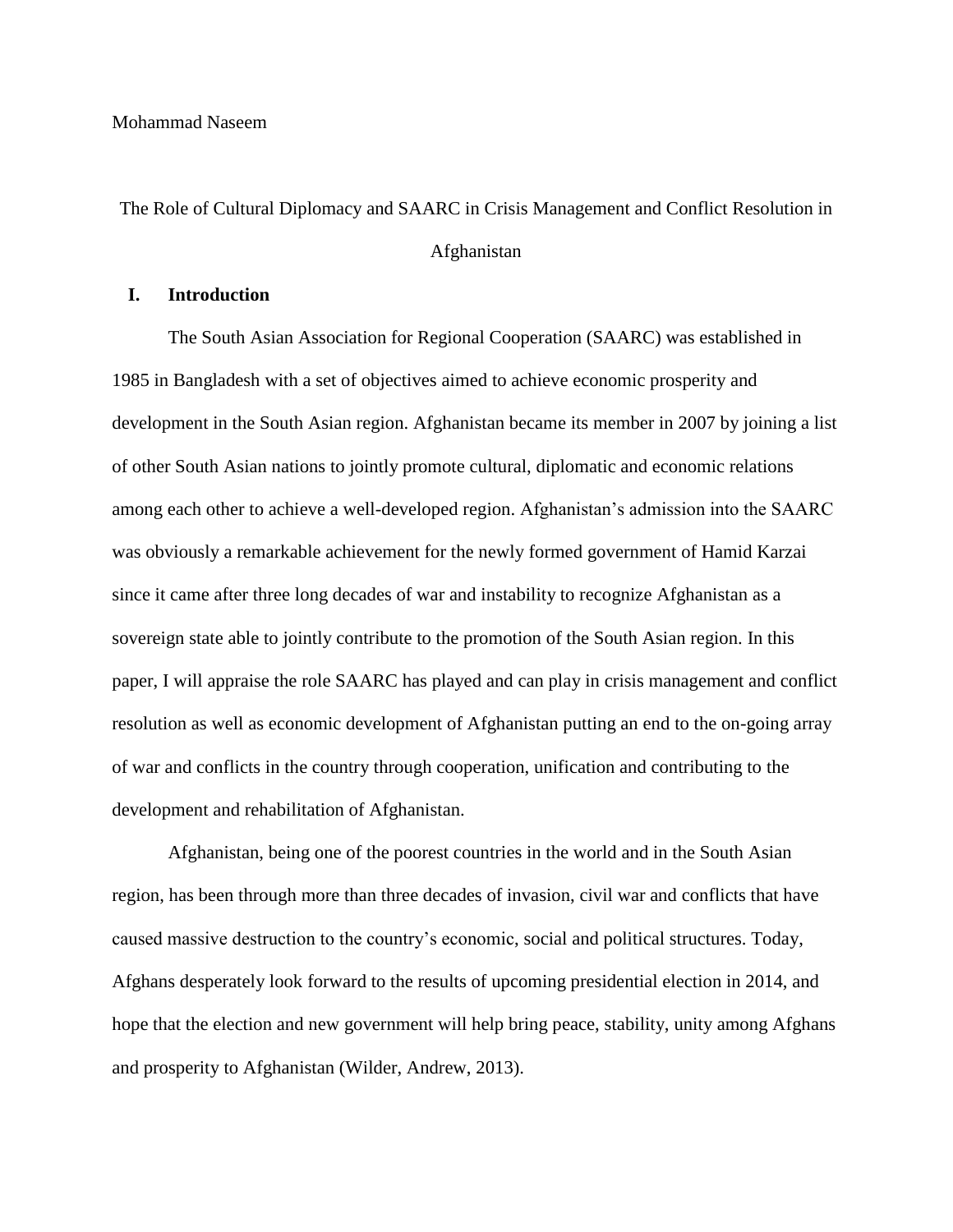Mohammad Naseem

The Role of Cultural Diplomacy and SAARC in Crisis Management and Conflict Resolution in Afghanistan

## I. Introduction

The South Asian Association for Regional Cooperation (SAARC) was established in 1985 in Bangladesh with a set of objectives aimed to achieve economic prosperity and development in the South Asian region. Afghanistan became its member in 2007 by joining a list of other South Asian nations to jointly promote cultural, diplomatic and economic relations among each other to achieve a well-developed region. Afghanistan's admission into the SAARC was obviously a remarkable achievement for the newly formed government of Hamid Karzai since it came after three long decades of war and instability to recognize Afghanistan as a sovereign state able to jointly contribute to the promotion of the South Asian region. In this paper, I will appraise the role SAARC has played and can play in crisis management and conflict resolution as well as economic development of Afghanistan putting an end to the on-going array of war and conflicts in the country through cooperation, unification and contributing to the development and rehabilitation of Afghanistan.

Afghanistan, being one of the poorest countries in the world and in the South Asian region, has been through more than three decades of invasion, civil war and conflicts that have caused massive destruction to the country's economic, social and political structures. Today, Afghans desperately look forward to the results of upcoming presidential election in 2014, and hope that the election and new government will help bring peace, stability, unity among Afghans and prosperity to Afghanistan (Wilder, Andrew, 2013).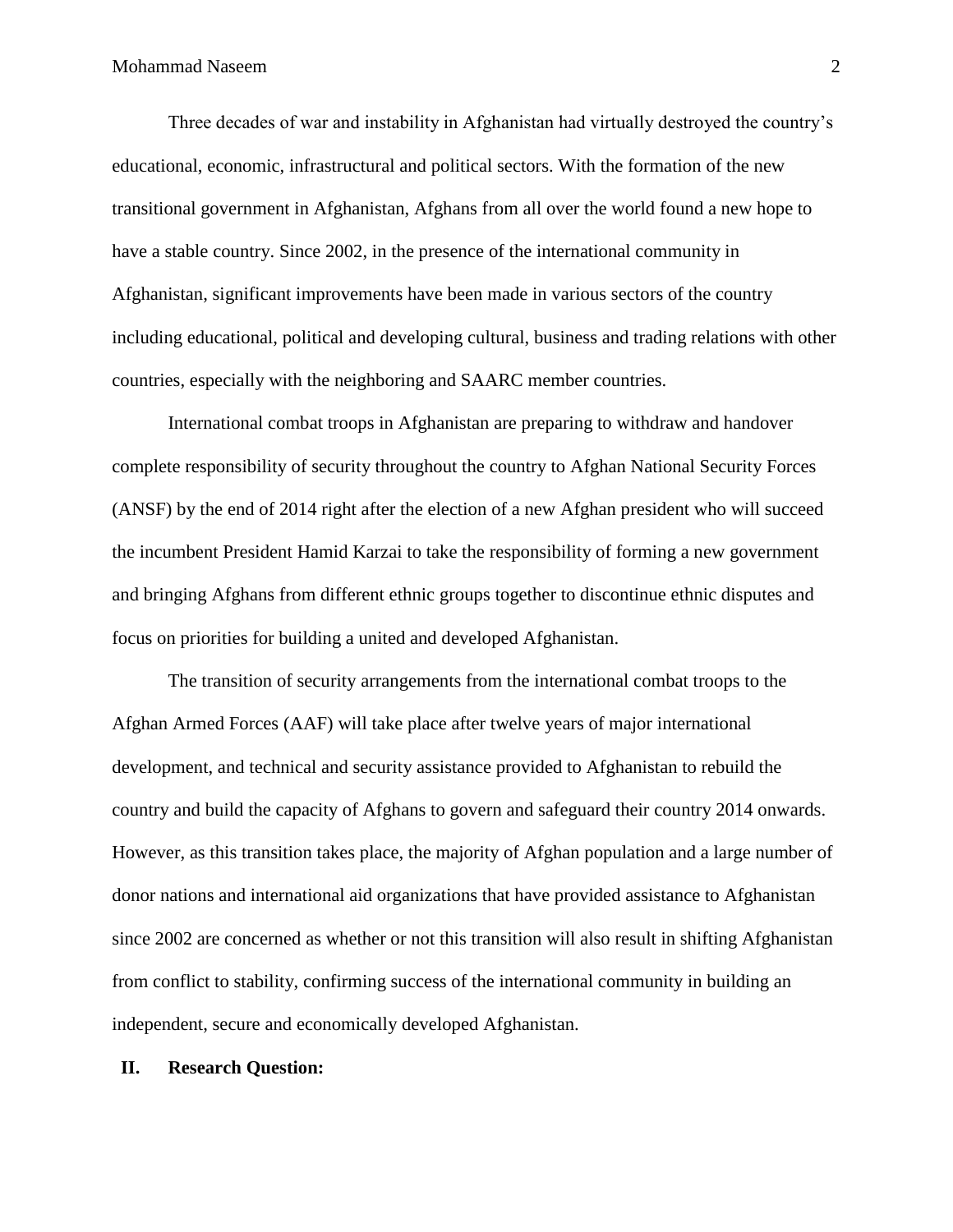Three decades of war and instability in Afghanistan had virtually destroyed the country's educational, economic, infrastructural and political sectors. With the formation of the new transitional government in Afghanistan, Afghans from all over the world found a new hope to have a stable country. Since 2002, in the presence of the international community in Afghanistan, significant improvements have been made in various sectors of the country including educational, political and developing cultural, business and trading relations with other countries, especially with the neighboring and SAARC member countries.

International combat troops in Afghanistan are preparing to withdraw and handover complete responsibility of security throughout the country to Afghan National Security Forces (ANSF) by the end of 2014 right after the election of a new Afghan president who will succeed the incumbent President Hamid Karzai to take the responsibility of forming a new government and bringing Afghans from different ethnic groups together to discontinue ethnic disputes and focus on priorities for building a united and developed Afghanistan.

The transition of security arrangements from the international combat troops to the Afghan Armed Forces (AAF) will take place after twelve years of major international development, and technical and security assistance provided to Afghanistan to rebuild the country and build the capacity of Afghans to govern and safeguard their country 2014 onwards. However, as this transition takes place, the majority of Afghan population and a large number of donor nations and international aid organizations that have provided assistance to Afghanistan since 2002 are concerned as whether or not this transition will also result in shifting Afghanistan from conflict to stability, confirming success of the international community in building an independent, secure and economically developed Afghanistan.

## II. Research Question: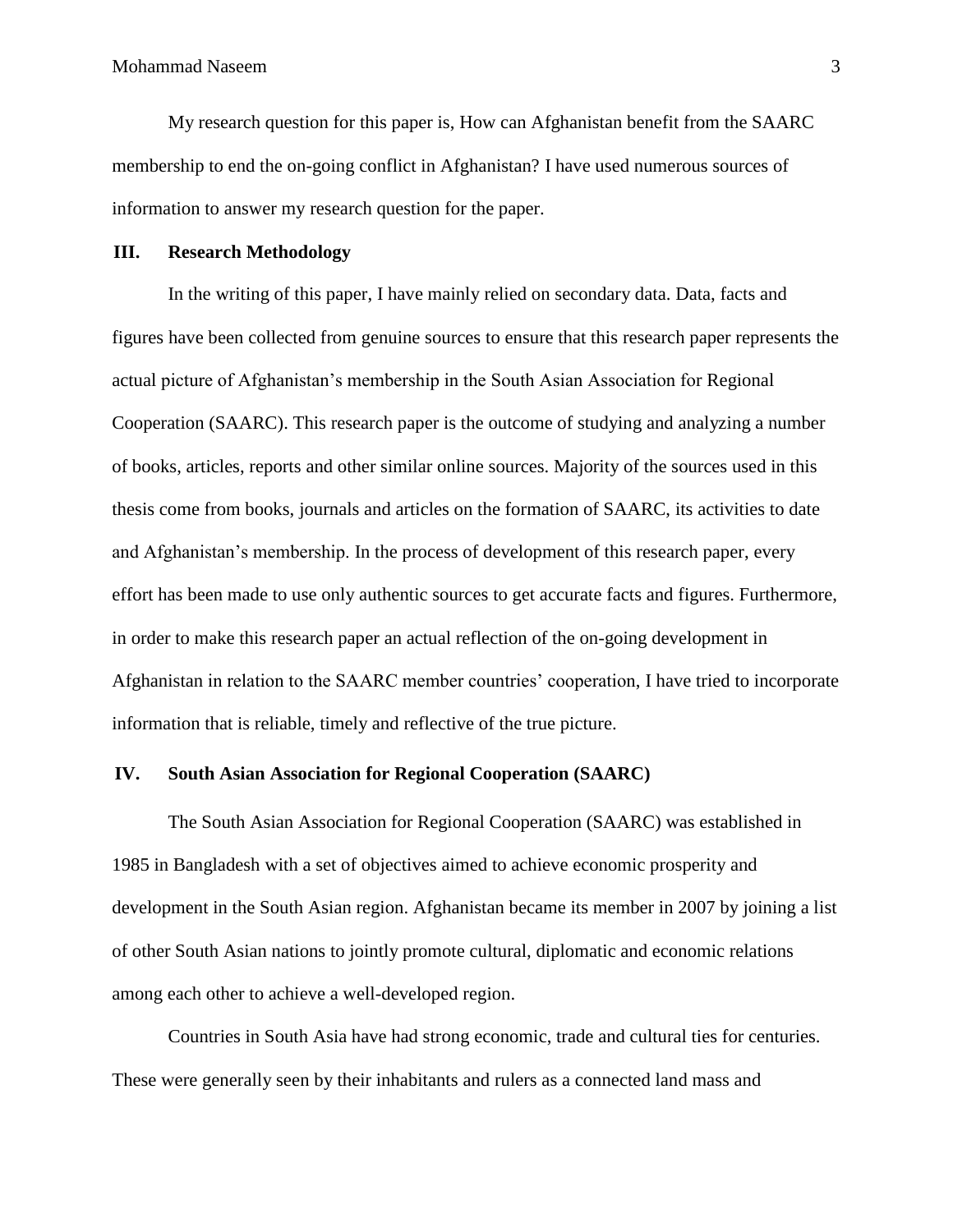My research question for this paper is, How can Afghanistan benefit from the SAARC membership to end the on-going conflict in Afghanistan? I have used numerous sources of information to answer my research question for the paper.

## III. Research Methodology

In the writing of this paper, I have mainly relied on secondary data. Data, facts and figures have been collected from genuine sources to ensure that this research paper represents the actual picture of Afghanistan's membership in the South Asian Association for Regional Cooperation (SAARC). This research paper is the outcome of studying and analyzing a number of books, articles, reports and other similar online sources. Majority of the sources used in this thesis come from books, journals and articles on the formation of SAARC, its activities to date and Afghanistan's membership. In the process of development of this research paper, every effort has been made to use only authentic sources to get accurate facts and figures. Furthermore, in order to make this research paper an actual reflection of the on-going development in Afghanistan in relation to the SAARC member countries' cooperation, I have tried to incorporate information that is reliable, timely and reflective of the true picture.

## IV. South Asian Association for Regional Cooperation (SAARC)

The South Asian Association for Regional Cooperation (SAARC) was established in 1985 in Bangladesh with a set of objectives aimed to achieve economic prosperity and development in the South Asian region. Afghanistan became its member in 2007 by joining a list of other South Asian nations to jointly promote cultural, diplomatic and economic relations among each other to achieve a well-developed region.

Countries in South Asia have had strong economic, trade and cultural ties for centuries. These were generally seen by their inhabitants and rulers as a connected land mass and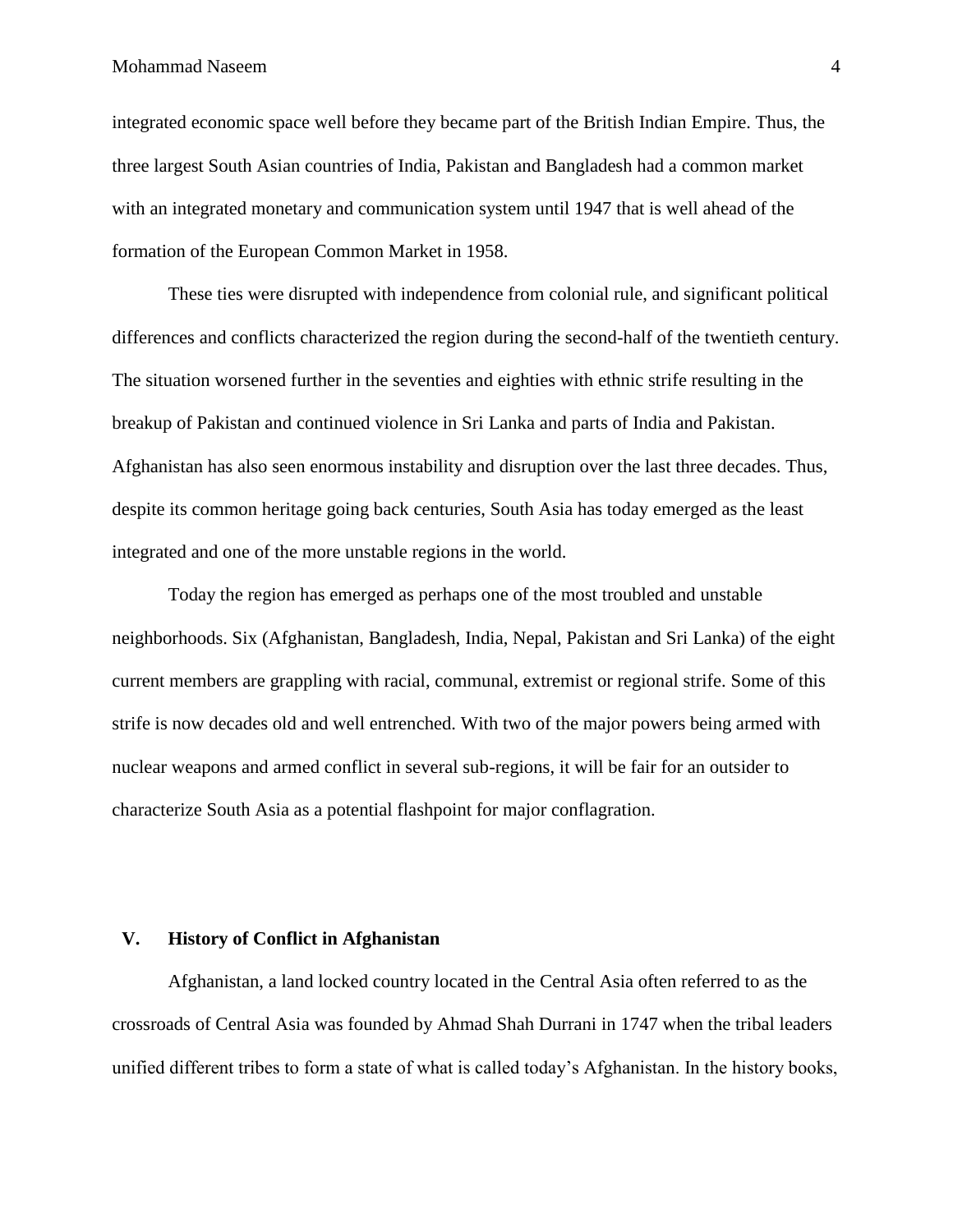integrated economic space well before they became part of the British Indian Empire. Thus, the three largest South Asian countries of India, Pakistan and Bangladesh had a common market with an integrated monetary and communication system until 1947 that is well ahead of the formation of the European Common Market in 1958.

These ties were disrupted with independence from colonial rule, and significant political differences and conflicts characterized the region during the second-half of the twentieth century. The situation worsened further in the seventies and eighties with ethnic strife resulting in the breakup of Pakistan and continued violence in Sri Lanka and parts of India and Pakistan. Afghanistan has also seen enormous instability and disruption over the last three decades. Thus, despite its common heritage going back centuries, South Asia has today emerged as the least integrated and one of the more unstable regions in the world.

Today the region has emerged as perhaps one of the most troubled and unstable neighborhoods. Six (Afghanistan, Bangladesh, India, Nepal, Pakistan and Sri Lanka) of the eight current members are grappling with racial, communal, extremist or regional strife. Some of this strife is now decades old and well entrenched. With two of the major powers being armed with nuclear weapons and armed conflict in several sub-regions, it will be fair for an outsider to characterize South Asia as a potential flashpoint for major conflagration.

## V. History of Conflict in Afghanistan

Afghanistan, a land locked country located in the Central Asia often referred to as the crossroads of Central Asia was founded by Ahmad Shah Durrani in 1747 when the tribal leaders unified different tribes to form a state of what is called today's Afghanistan. In the history books,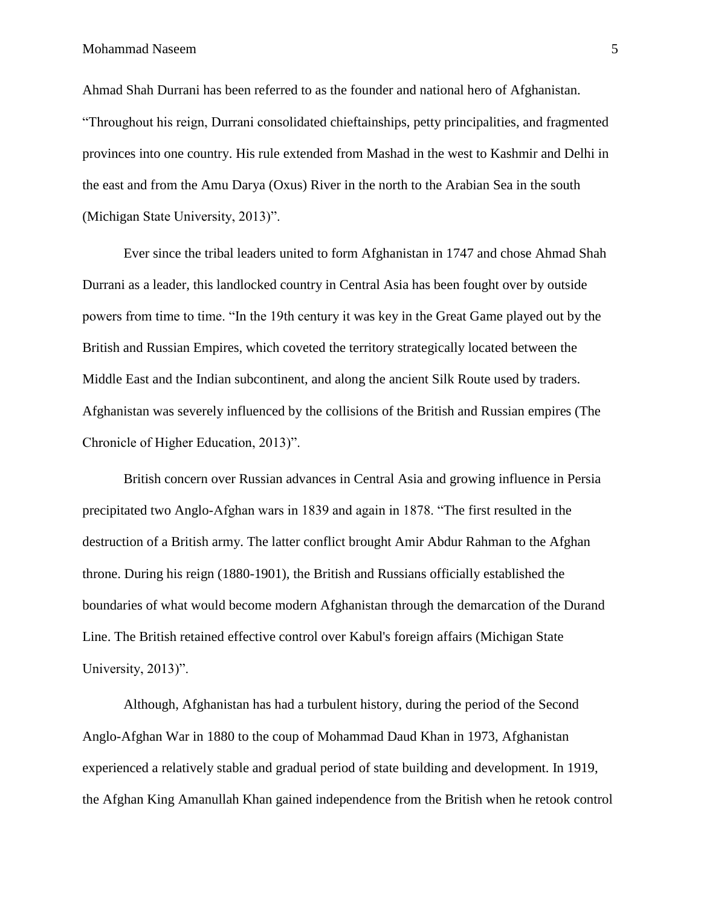Ahmad Shah Durrani has been referred to as the founder and national hero of Afghanistan. "Throughout his reign, Durrani consolidated chieftainships, petty principalities, and fragmented provinces into one country. His rule extended from Mashad in the west to Kashmir and Delhi in the east and from the Amu Darya (Oxus) River in the north to the Arabian Sea in the south (Michigan State University, 2013)".

Ever since the tribal leaders united to form Afghanistan in 1747 and chose Ahmad Shah Durrani as a leader, this landlocked country in Central Asia has been fought over by outside powers from time to time. "In the 19th century it was key in the Great Game played out by the British and Russian Empires, which coveted the territory strategically located between the Middle East and the Indian subcontinent, and along the ancient Silk Route used by traders. Afghanistan was severely influenced by the collisions of the British and Russian empires (The Chronicle of Higher Education, 2013)".

British concern over Russian advances in Central Asia and growing influence in Persia precipitated two Anglo-Afghan wars in 1839 and again in 1878. "The first resulted in the destruction of a British army. The latter conflict brought Amir Abdur Rahman to the Afghan throne. During his reign (1880-1901), the British and Russians officially established the boundaries of what would become modern Afghanistan through the demarcation of the Durand Line. The British retained effective control over Kabul's foreign affairs (Michigan State University, 2013)".

Although, Afghanistan has had a turbulent history, during the period of the Second Anglo-Afghan War in 1880 to the coup of Mohammad Daud Khan in 1973, Afghanistan experienced a relatively stable and gradual period of state building and development. In 1919, the Afghan King Amanullah Khan gained independence from the British when he retook control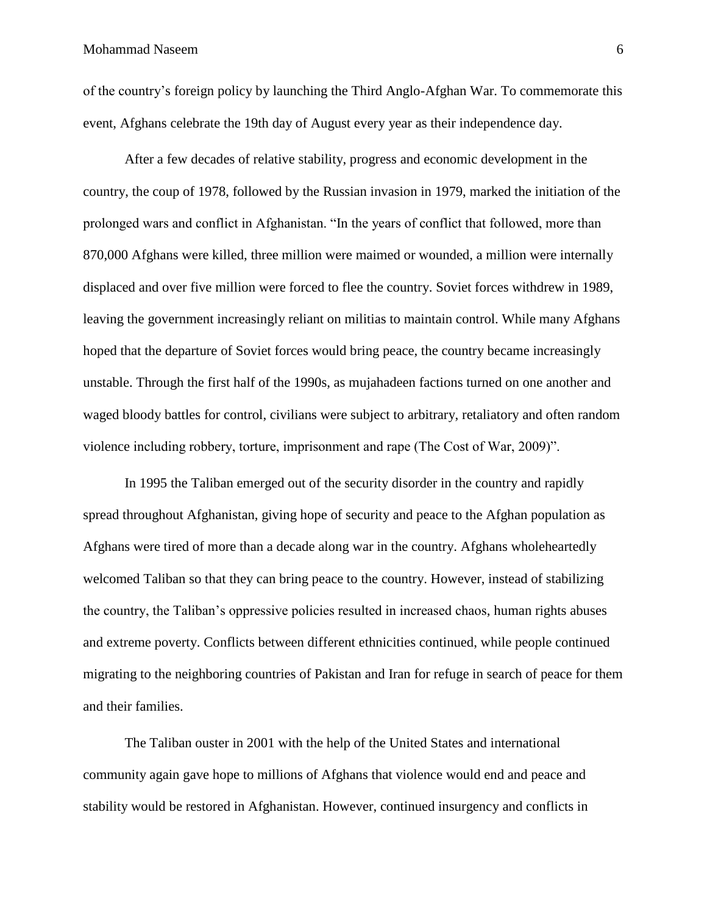of the country's foreign policy by launching the Third Anglo-Afghan War. To commemorate this event, Afghans celebrate the 19th day of August every year as their independence day.

After a few decades of relative stability, progress and economic development in the country, the coup of 1978, followed by the Russian invasion in 1979, marked the initiation of the prolonged wars and conflict in Afghanistan. "In the years of conflict that followed, more than 870,000 Afghans were killed, three million were maimed or wounded, a million were internally displaced and over five million were forced to flee the country. Soviet forces withdrew in 1989, leaving the government increasingly reliant on militias to maintain control. While many Afghans hoped that the departure of Soviet forces would bring peace, the country became increasingly unstable. Through the first half of the 1990s, as mujahadeen factions turned on one another and waged bloody battles for control, civilians were subject to arbitrary, retaliatory and often random violence including robbery, torture, imprisonment and rape (The Cost of War, 2009)".

In 1995 the Taliban emerged out of the security disorder in the country and rapidly spread throughout Afghanistan, giving hope of security and peace to the Afghan population as Afghans were tired of more than a decade along war in the country. Afghans wholeheartedly welcomed Taliban so that they can bring peace to the country. However, instead of stabilizing the country, the Taliban's oppressive policies resulted in increased chaos, human rights abuses and extreme poverty. Conflicts between different ethnicities continued, while people continued migrating to the neighboring countries of Pakistan and Iran for refuge in search of peace for them and their families.

The Taliban ouster in 2001 with the help of the United States and international community again gave hope to millions of Afghans that violence would end and peace and stability would be restored in Afghanistan. However, continued insurgency and conflicts in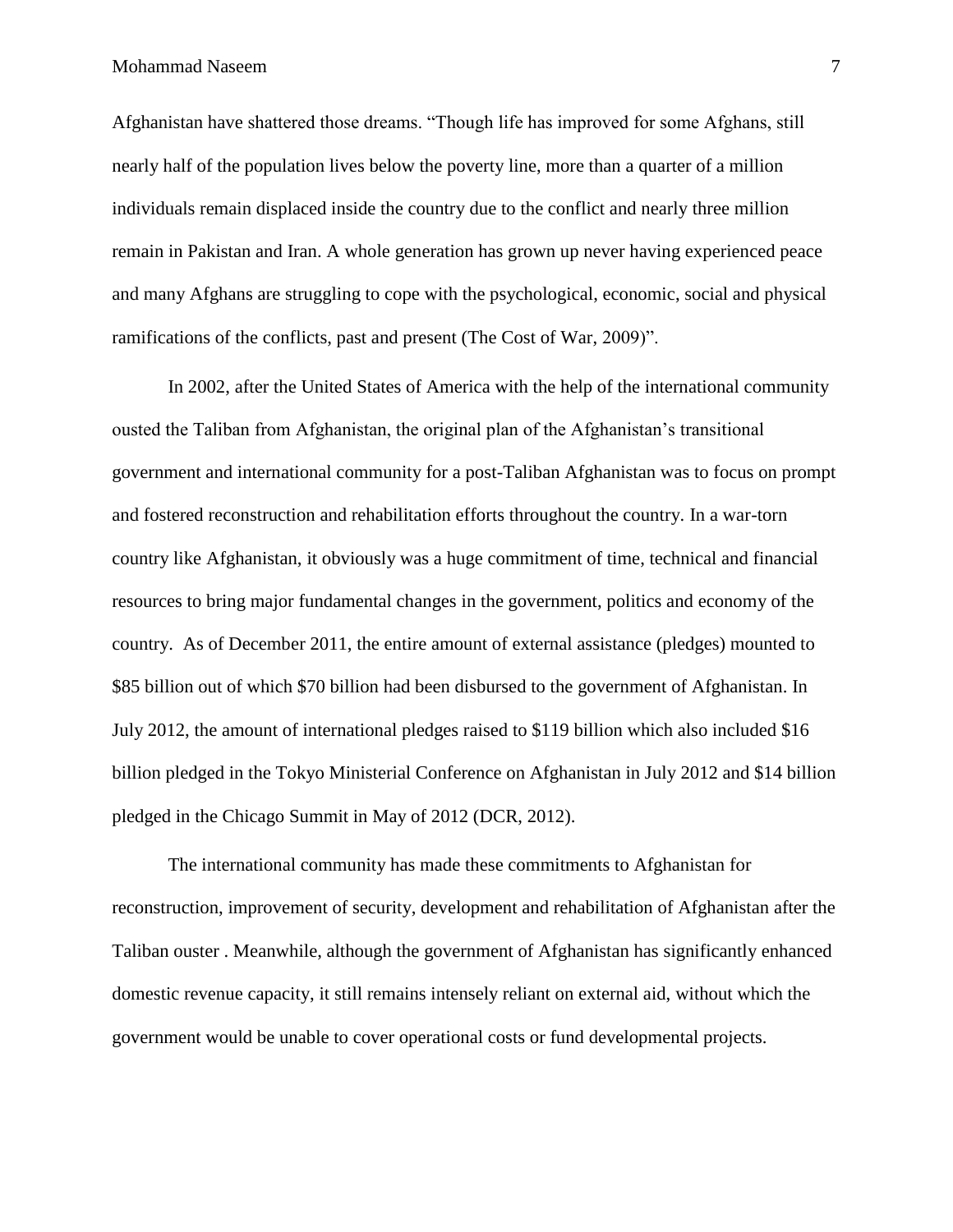Afghanistan have shattered those dreams. "Though life has improved for some Afghans, still nearly half of the population lives below the poverty line, more than a quarter of a million individuals remain displaced inside the country due to the conflict and nearly three million remain in Pakistan and Iran. A whole generation has grown up never having experienced peace and many Afghans are struggling to cope with the psychological, economic, social and physical ramifications of the conflicts, past and present (The Cost of War, 2009)".

In 2002, after the United States of America with the help of the international community ousted the Taliban from Afghanistan, the original plan of the Afghanistan's transitional government and international community for a post-Taliban Afghanistan was to focus on prompt and fostered reconstruction and rehabilitation efforts throughout the country. In a war-torn country like Afghanistan, it obviously was a huge commitment of time, technical and financial resources to bring major fundamental changes in the government, politics and economy of the country. As of December 2011, the entire amount of external assistance (pledges) mounted to $85 billion out of which $70 billion had been disbursed to the government of Afghanistan. In July 2012, the amount of international pledges raised to $119 billion which also included $16 billion pledged in the Tokyo Ministerial Conference on Afghanistan in July 2012 and $14 billion pledged in the Chicago Summit in May of 2012 (DCR, 2012).

The international community has made these commitments to Afghanistan for reconstruction, improvement of security, development and rehabilitation of Afghanistan after the Taliban ouster . Meanwhile, although the government of Afghanistan has significantly enhanced domestic revenue capacity, it still remains intensely reliant on external aid, without which the government would be unable to cover operational costs or fund developmental projects.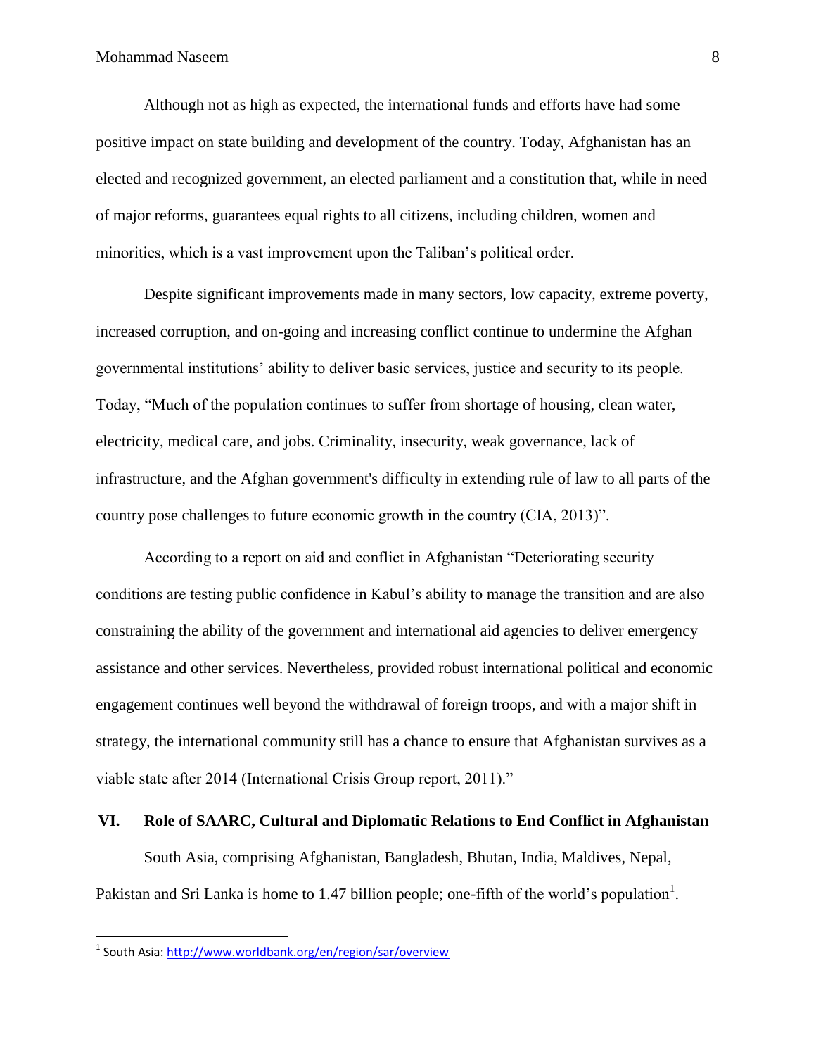Although not as high as expected, the international funds and efforts have had some positive impact on state building and development of the country. Today, Afghanistan has an elected and recognized government, an elected parliament and a constitution that, while in need of major reforms, guarantees equal rights to all citizens, including children, women and minorities, which is a vast improvement upon the Taliban's political order.

Despite significant improvements made in many sectors, low capacity, extreme poverty, increased corruption, and on-going and increasing conflict continue to undermine the Afghan governmental institutions' ability to deliver basic services, justice and security to its people. Today, "Much of the population continues to suffer from shortage of housing, clean water, electricity, medical care, and jobs. Criminality, insecurity, weak governance, lack of infrastructure, and the Afghan government's difficulty in extending rule of law to all parts of the country pose challenges to future economic growth in the country (CIA, 2013)".

According to a report on aid and conflict in Afghanistan "Deteriorating security conditions are testing public confidence in Kabul's ability to manage the transition and are also constraining the ability of the government and international aid agencies to deliver emergency assistance and other services. Nevertheless, provided robust international political and economic engagement continues well beyond the withdrawal of foreign troops, and with a major shift in strategy, the international community still has a chance to ensure that Afghanistan survives as a viable state after 2014 (International Crisis Group report, 2011)."

## VI. Role of SAARC, Cultural and Diplomatic Relations to End Conflict in Afghanistan

South Asia, comprising Afghanistan, Bangladesh, Bhutan, India, Maldives, Nepal, Pakistan and Sri Lanka is home to 1.47 billion people; one-fifth of the world's population[1].

---

[1] South Asia: http://www.worldbank.org/en/region/sar/overview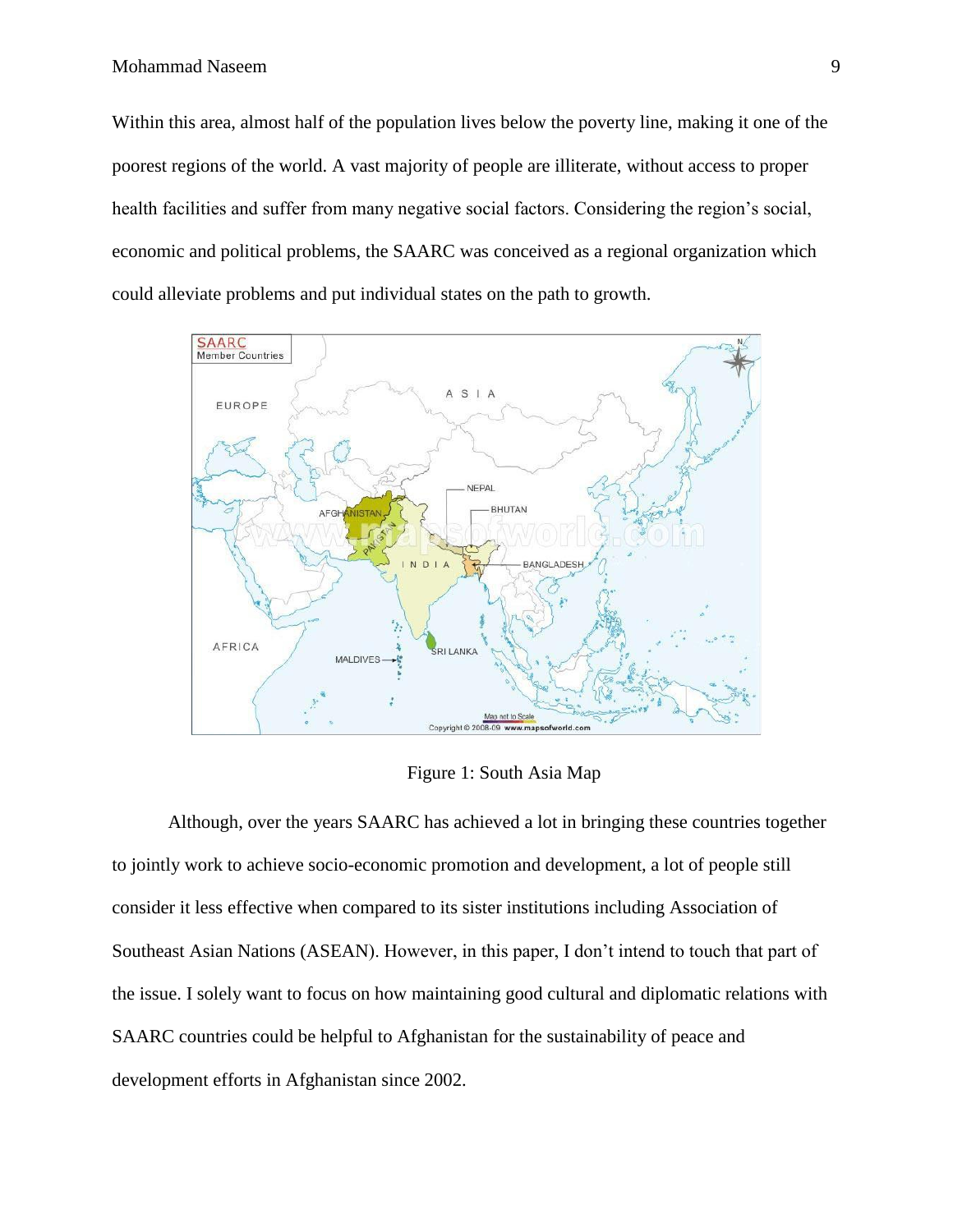Within this area, almost half of the population lives below the poverty line, making it one of the poorest regions of the world. A vast majority of people are illiterate, without access to proper health facilities and suffer from many negative social factors. Considering the region's social, economic and political problems, the SAARC was conceived as a regional organization which could alleviate problems and put individual states on the path to growth.

Figure 1: South Asia Map

Although, over the years SAARC has achieved a lot in bringing these countries together to jointly work to achieve socio-economic promotion and development, a lot of people still consider it less effective when compared to its sister institutions including Association of Southeast Asian Nations (ASEAN). However, in this paper, I don't intend to touch that part of the issue. I solely want to focus on how maintaining good cultural and diplomatic relations with SAARC countries could be helpful to Afghanistan for the sustainability of peace and development efforts in Afghanistan since 2002.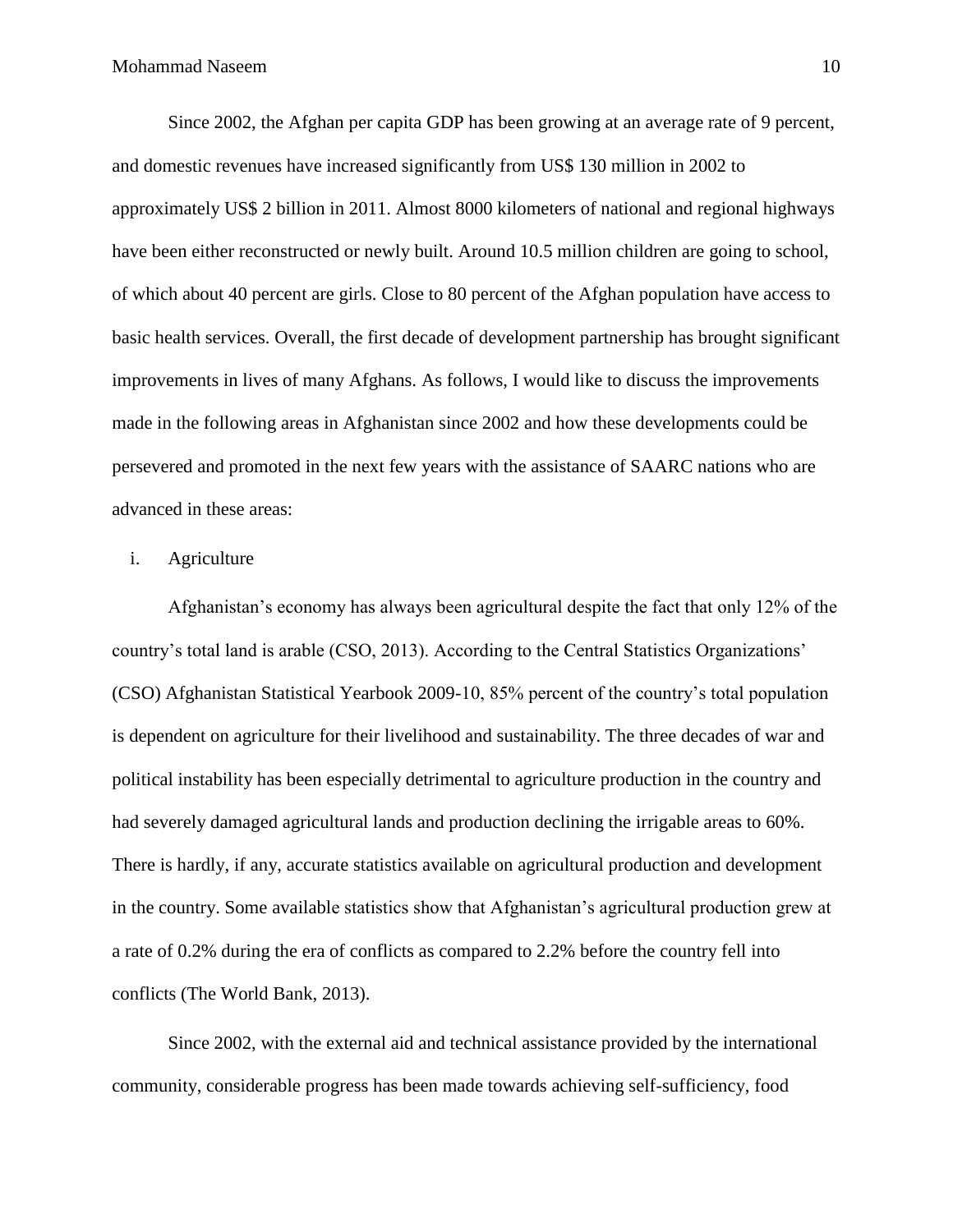Since 2002, the Afghan per capita GDP has been growing at an average rate of 9 percent, and domestic revenues have increased significantly from US$ 130 million in 2002 to approximately US$ 2 billion in 2011. Almost 8000 kilometers of national and regional highways have been either reconstructed or newly built. Around 10.5 million children are going to school, of which about 40 percent are girls. Close to 80 percent of the Afghan population have access to basic health services. Overall, the first decade of development partnership has brought significant improvements in lives of many Afghans. As follows, I would like to discuss the improvements made in the following areas in Afghanistan since 2002 and how these developments could be persevered and promoted in the next few years with the assistance of SAARC nations who are advanced in these areas:

i. Agriculture

Afghanistan's economy has always been agricultural despite the fact that only 12% of the country's total land is arable (CSO, 2013). According to the Central Statistics Organizations' (CSO) Afghanistan Statistical Yearbook 2009-10, 85% percent of the country's total population is dependent on agriculture for their livelihood and sustainability. The three decades of war and political instability has been especially detrimental to agriculture production in the country and had severely damaged agricultural lands and production declining the irrigable areas to 60%. There is hardly, if any, accurate statistics available on agricultural production and development in the country. Some available statistics show that Afghanistan's agricultural production grew at a rate of 0.2% during the era of conflicts as compared to 2.2% before the country fell into conflicts (The World Bank, 2013).

Since 2002, with the external aid and technical assistance provided by the international community, considerable progress has been made towards achieving self-sufficiency, food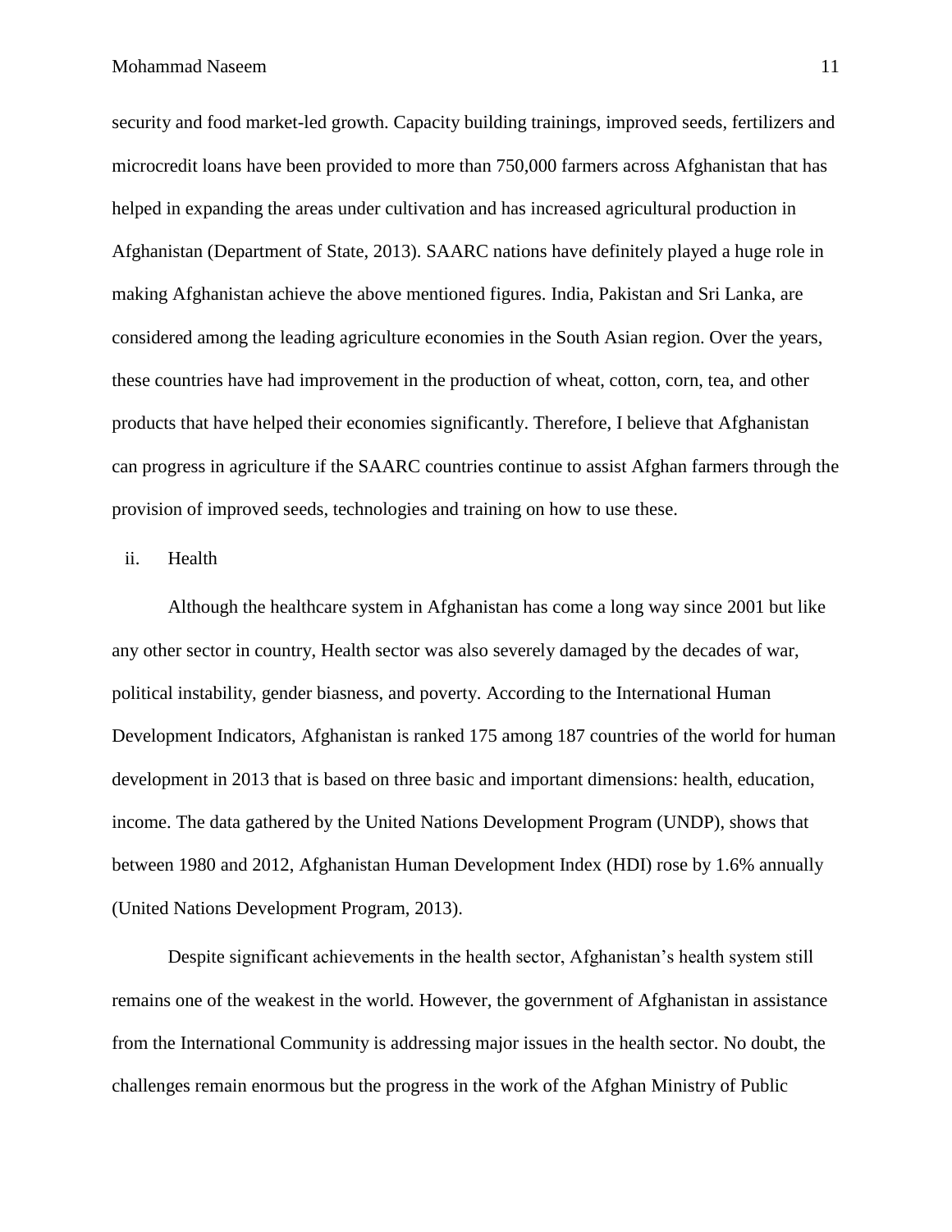security and food market-led growth. Capacity building trainings, improved seeds, fertilizers and microcredit loans have been provided to more than 750,000 farmers across Afghanistan that has helped in expanding the areas under cultivation and has increased agricultural production in Afghanistan (Department of State, 2013). SAARC nations have definitely played a huge role in making Afghanistan achieve the above mentioned figures. India, Pakistan and Sri Lanka, are considered among the leading agriculture economies in the South Asian region. Over the years, these countries have had improvement in the production of wheat, cotton, corn, tea, and other products that have helped their economies significantly. Therefore, I believe that Afghanistan can progress in agriculture if the SAARC countries continue to assist Afghan farmers through the provision of improved seeds, technologies and training on how to use these.

ii. Health

Although the healthcare system in Afghanistan has come a long way since 2001 but like any other sector in country, Health sector was also severely damaged by the decades of war, political instability, gender biasness, and poverty. According to the International Human Development Indicators, Afghanistan is ranked 175 among 187 countries of the world for human development in 2013 that is based on three basic and important dimensions: health, education, income. The data gathered by the United Nations Development Program (UNDP), shows that between 1980 and 2012, Afghanistan Human Development Index (HDI) rose by 1.6% annually (United Nations Development Program, 2013).

Despite significant achievements in the health sector, Afghanistan's health system still remains one of the weakest in the world. However, the government of Afghanistan in assistance from the International Community is addressing major issues in the health sector. No doubt, the challenges remain enormous but the progress in the work of the Afghan Ministry of Public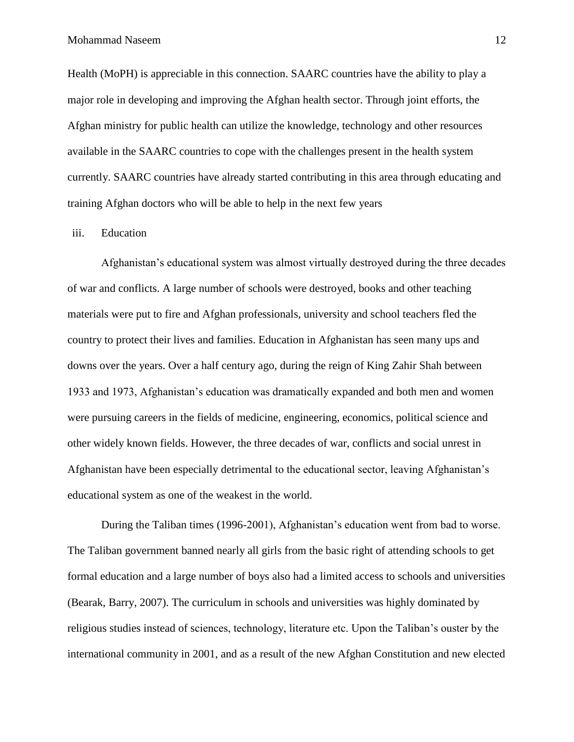Health (MoPH) is appreciable in this connection. SAARC countries have the ability to play a major role in developing and improving the Afghan health sector. Through joint efforts, the Afghan ministry for public health can utilize the knowledge, technology and other resources available in the SAARC countries to cope with the challenges present in the health system currently. SAARC countries have already started contributing in this area through educating and training Afghan doctors who will be able to help in the next few years

iii. Education

Afghanistan's educational system was almost virtually destroyed during the three decades of war and conflicts. A large number of schools were destroyed, books and other teaching materials were put to fire and Afghan professionals, university and school teachers fled the country to protect their lives and families. Education in Afghanistan has seen many ups and downs over the years. Over a half century ago, during the reign of King Zahir Shah between 1933 and 1973, Afghanistan's education was dramatically expanded and both men and women were pursuing careers in the fields of medicine, engineering, economics, political science and other widely known fields. However, the three decades of war, conflicts and social unrest in Afghanistan have been especially detrimental to the educational sector, leaving Afghanistan's educational system as one of the weakest in the world.

During the Taliban times (1996-2001), Afghanistan's education went from bad to worse. The Taliban government banned nearly all girls from the basic right of attending schools to get formal education and a large number of boys also had a limited access to schools and universities (Bearak, Barry, 2007). The curriculum in schools and universities was highly dominated by religious studies instead of sciences, technology, literature etc. Upon the Taliban's ouster by the international community in 2001, and as a result of the new Afghan Constitution and new elected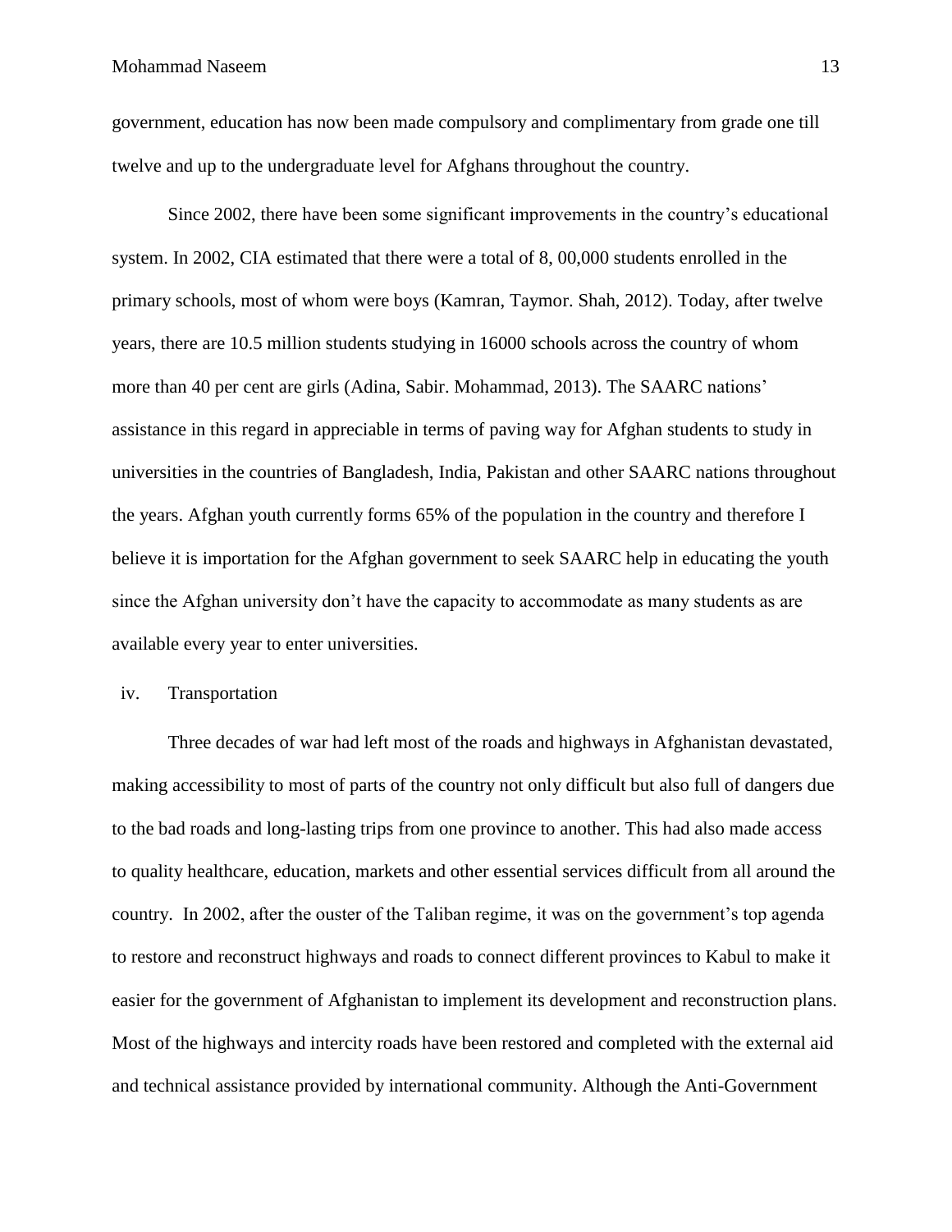government, education has now been made compulsory and complimentary from grade one till twelve and up to the undergraduate level for Afghans throughout the country.

Since 2002, there have been some significant improvements in the country's educational system. In 2002, CIA estimated that there were a total of 8, 00,000 students enrolled in the primary schools, most of whom were boys (Kamran, Taymor. Shah, 2012). Today, after twelve years, there are 10.5 million students studying in 16000 schools across the country of whom more than 40 per cent are girls (Adina, Sabir. Mohammad, 2013). The SAARC nations' assistance in this regard in appreciable in terms of paving way for Afghan students to study in universities in the countries of Bangladesh, India, Pakistan and other SAARC nations throughout the years. Afghan youth currently forms 65% of the population in the country and therefore I believe it is importation for the Afghan government to seek SAARC help in educating the youth since the Afghan university don't have the capacity to accommodate as many students as are available every year to enter universities.

iv. Transportation

Three decades of war had left most of the roads and highways in Afghanistan devastated, making accessibility to most of parts of the country not only difficult but also full of dangers due to the bad roads and long-lasting trips from one province to another. This had also made access to quality healthcare, education, markets and other essential services difficult from all around the country. In 2002, after the ouster of the Taliban regime, it was on the government's top agenda to restore and reconstruct highways and roads to connect different provinces to Kabul to make it easier for the government of Afghanistan to implement its development and reconstruction plans. Most of the highways and intercity roads have been restored and completed with the external aid and technical assistance provided by international community. Although the Anti-Government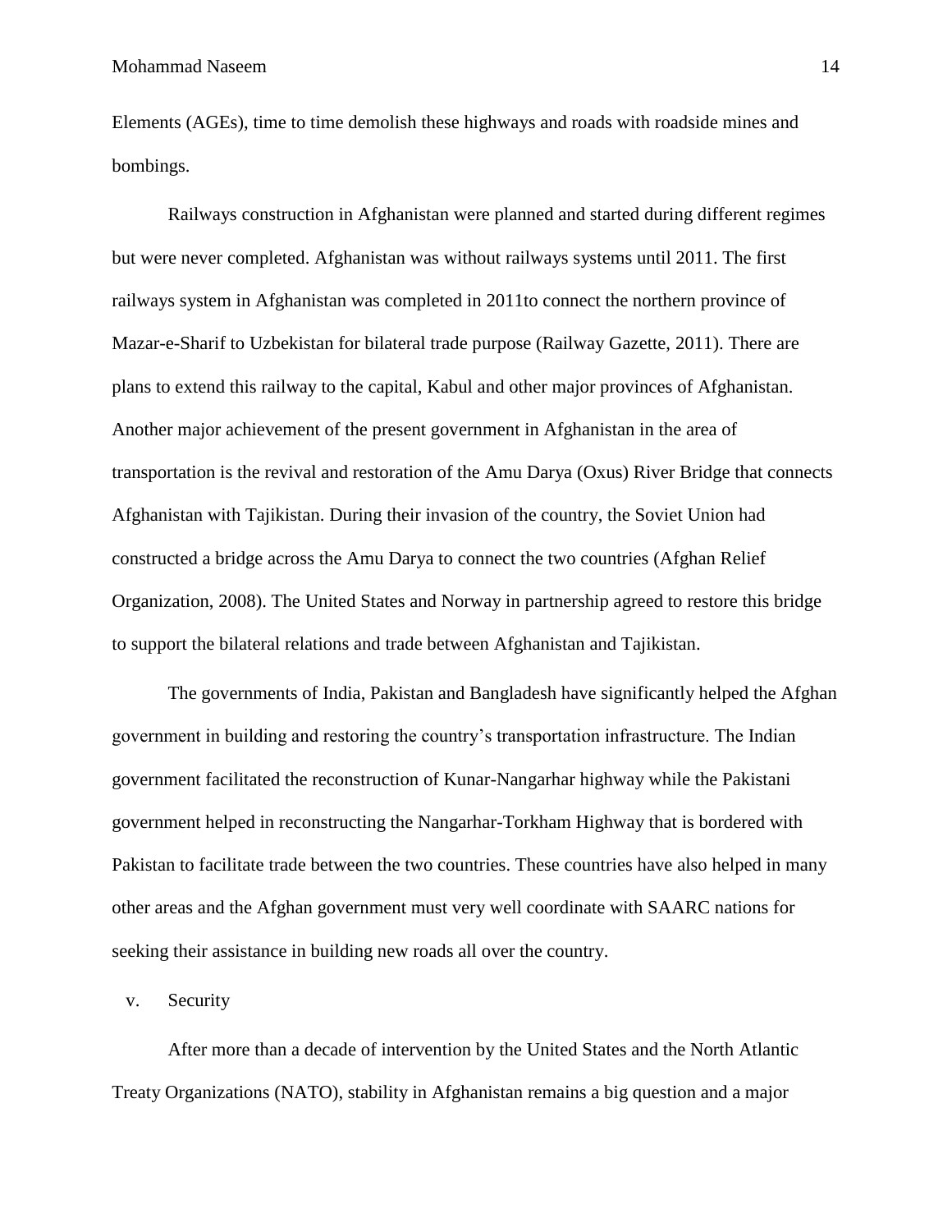Elements (AGEs), time to time demolish these highways and roads with roadside mines and bombings.

Railways construction in Afghanistan were planned and started during different regimes but were never completed. Afghanistan was without railways systems until 2011. The first railways system in Afghanistan was completed in 2011to connect the northern province of Mazar-e-Sharif to Uzbekistan for bilateral trade purpose (Railway Gazette, 2011). There are plans to extend this railway to the capital, Kabul and other major provinces of Afghanistan. Another major achievement of the present government in Afghanistan in the area of transportation is the revival and restoration of the Amu Darya (Oxus) River Bridge that connects Afghanistan with Tajikistan. During their invasion of the country, the Soviet Union had constructed a bridge across the Amu Darya to connect the two countries (Afghan Relief Organization, 2008). The United States and Norway in partnership agreed to restore this bridge to support the bilateral relations and trade between Afghanistan and Tajikistan.

The governments of India, Pakistan and Bangladesh have significantly helped the Afghan government in building and restoring the country's transportation infrastructure. The Indian government facilitated the reconstruction of Kunar-Nangarhar highway while the Pakistani government helped in reconstructing the Nangarhar-Torkham Highway that is bordered with Pakistan to facilitate trade between the two countries. These countries have also helped in many other areas and the Afghan government must very well coordinate with SAARC nations for seeking their assistance in building new roads all over the country.

v. Security

After more than a decade of intervention by the United States and the North Atlantic Treaty Organizations (NATO), stability in Afghanistan remains a big question and a major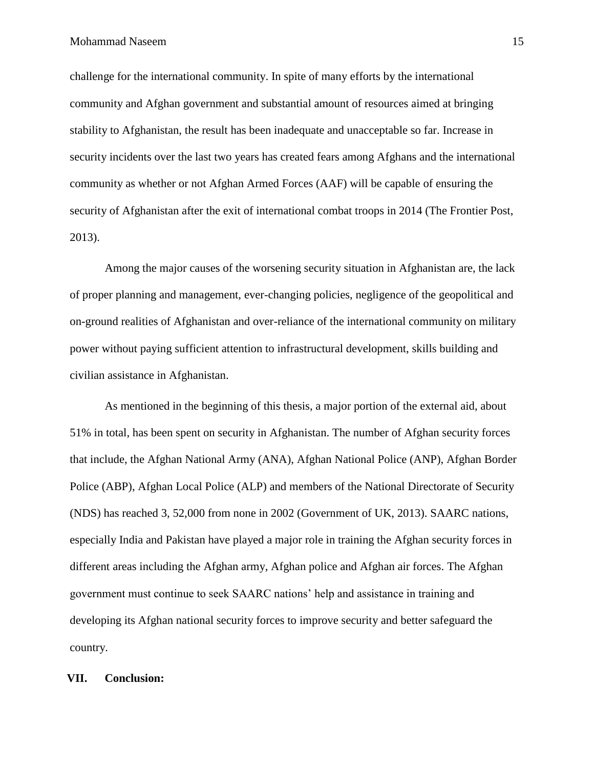challenge for the international community. In spite of many efforts by the international community and Afghan government and substantial amount of resources aimed at bringing stability to Afghanistan, the result has been inadequate and unacceptable so far. Increase in security incidents over the last two years has created fears among Afghans and the international community as whether or not Afghan Armed Forces (AAF) will be capable of ensuring the security of Afghanistan after the exit of international combat troops in 2014 (The Frontier Post, 2013).

Among the major causes of the worsening security situation in Afghanistan are, the lack of proper planning and management, ever-changing policies, negligence of the geopolitical and on-ground realities of Afghanistan and over-reliance of the international community on military power without paying sufficient attention to infrastructural development, skills building and civilian assistance in Afghanistan.

As mentioned in the beginning of this thesis, a major portion of the external aid, about 51% in total, has been spent on security in Afghanistan. The number of Afghan security forces that include, the Afghan National Army (ANA), Afghan National Police (ANP), Afghan Border Police (ABP), Afghan Local Police (ALP) and members of the National Directorate of Security (NDS) has reached 3, 52,000 from none in 2002 (Government of UK, 2013). SAARC nations, especially India and Pakistan have played a major role in training the Afghan security forces in different areas including the Afghan army, Afghan police and Afghan air forces. The Afghan government must continue to seek SAARC nations' help and assistance in training and developing its Afghan national security forces to improve security and better safeguard the country.

## VII. Conclusion: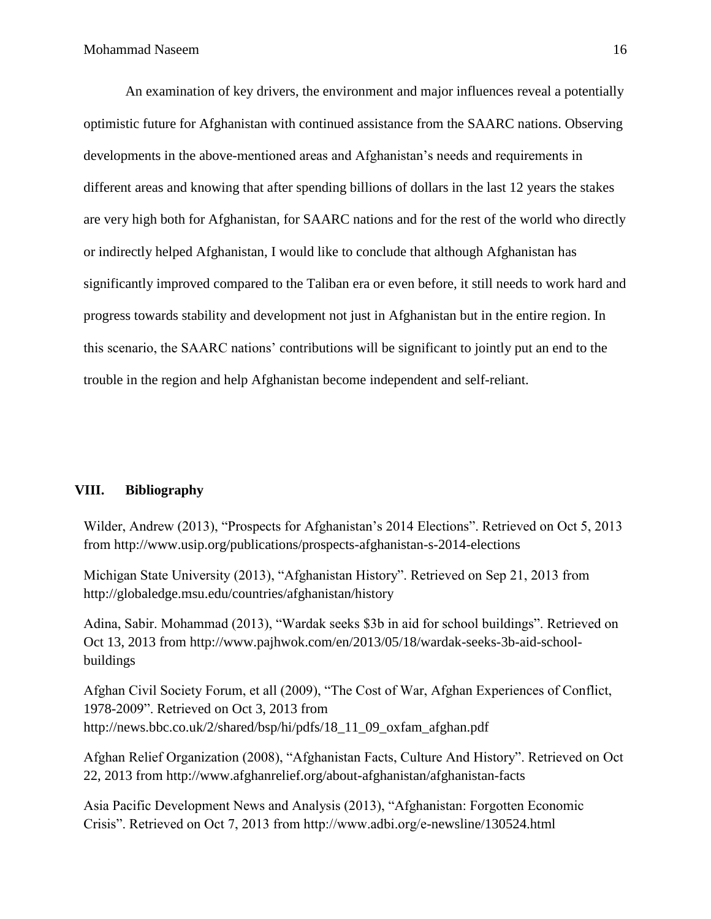An examination of key drivers, the environment and major influences reveal a potentially optimistic future for Afghanistan with continued assistance from the SAARC nations. Observing developments in the above-mentioned areas and Afghanistan's needs and requirements in different areas and knowing that after spending billions of dollars in the last 12 years the stakes are very high both for Afghanistan, for SAARC nations and for the rest of the world who directly or indirectly helped Afghanistan, I would like to conclude that although Afghanistan has significantly improved compared to the Taliban era or even before, it still needs to work hard and progress towards stability and development not just in Afghanistan but in the entire region. In this scenario, the SAARC nations' contributions will be significant to jointly put an end to the trouble in the region and help Afghanistan become independent and self-reliant.

## VIII. Bibliography

Wilder, Andrew (2013), "Prospects for Afghanistan's 2014 Elections". Retrieved on Oct 5, 2013 from http://www.usip.org/publications/prospects-afghanistan-s-2014-elections

Michigan State University (2013), "Afghanistan History". Retrieved on Sep 21, 2013 from http://globaledge.msu.edu/countries/afghanistan/history

Adina, Sabir. Mohammad (2013), "Wardak seeks $3b in aid for school buildings". Retrieved on Oct 13, 2013 from http://www.pajhwok.com/en/2013/05/18/wardak-seeks-3b-aid-school-buildings

Afghan Civil Society Forum, et all (2009), "The Cost of War, Afghan Experiences of Conflict, 1978-2009". Retrieved on Oct 3, 2013 from http://news.bbc.co.uk/2/shared/bsp/hi/pdfs/18_11_09_oxfam_afghan.pdf

Afghan Relief Organization (2008), "Afghanistan Facts, Culture And History". Retrieved on Oct 22, 2013 from http://www.afghanrelief.org/about-afghanistan/afghanistan-facts

Asia Pacific Development News and Analysis (2013), "Afghanistan: Forgotten Economic Crisis". Retrieved on Oct 7, 2013 from http://www.adbi.org/e-newsline/130524.html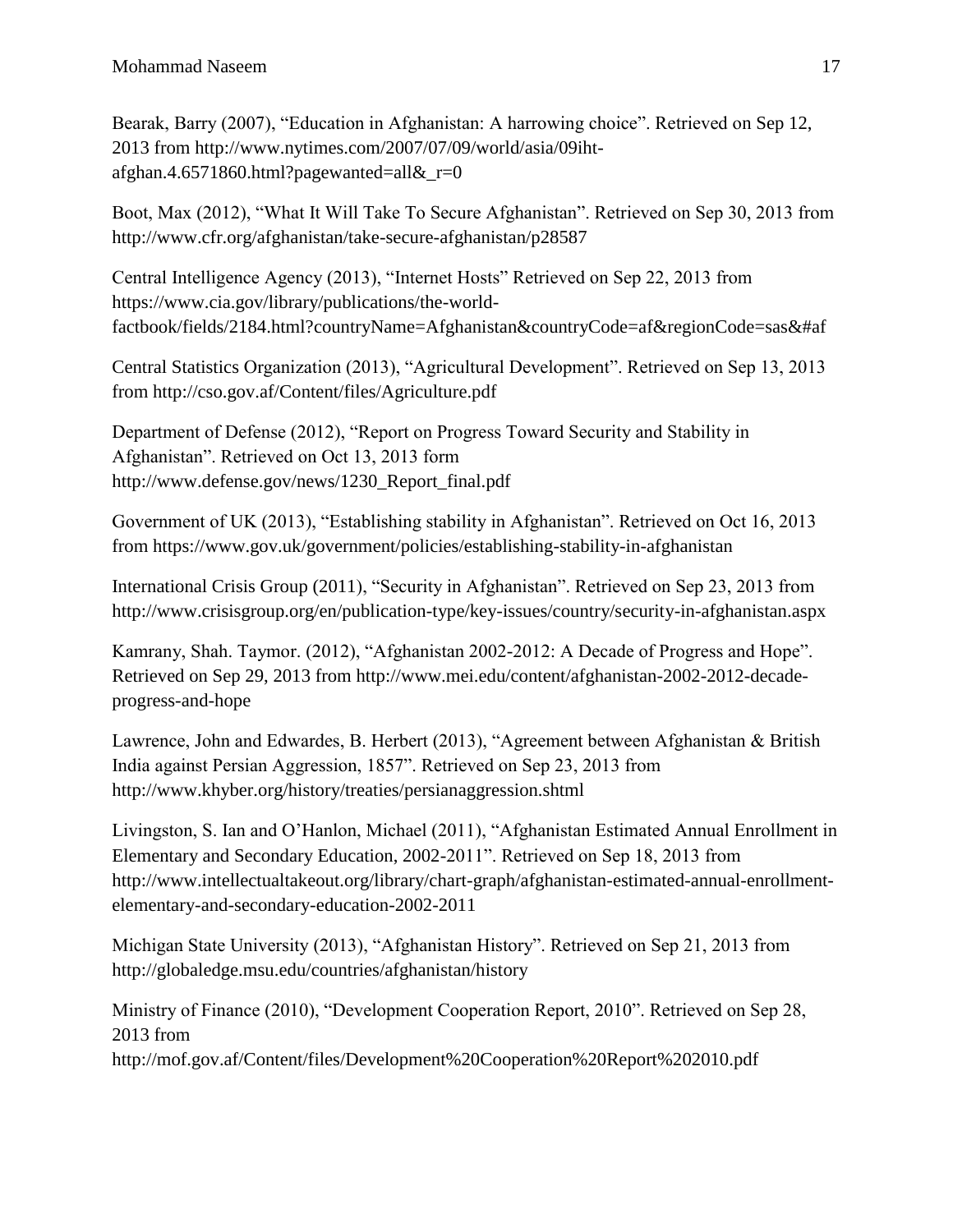Bearak, Barry (2007), "Education in Afghanistan: A harrowing choice". Retrieved on Sep 12, 2013 from http://www.nytimes.com/2007/07/09/world/asia/09iht-afghan.4.6571860.html?pagewanted=all&_r=0

Boot, Max (2012), "What It Will Take To Secure Afghanistan". Retrieved on Sep 30, 2013 from http://www.cfr.org/afghanistan/take-secure-afghanistan/p28587

Central Intelligence Agency (2013), "Internet Hosts" Retrieved on Sep 22, 2013 from https://www.cia.gov/library/publications/the-world-factbook/fields/2184.html?countryName=Afghanistan&countryCode=af&regionCode=sas&#af

Central Statistics Organization (2013), "Agricultural Development". Retrieved on Sep 13, 2013 from http://cso.gov.af/Content/files/Agriculture.pdf

Department of Defense (2012), "Report on Progress Toward Security and Stability in Afghanistan". Retrieved on Oct 13, 2013 form http://www.defense.gov/news/1230_Report_final.pdf

Government of UK (2013), "Establishing stability in Afghanistan". Retrieved on Oct 16, 2013 from https://www.gov.uk/government/policies/establishing-stability-in-afghanistan

International Crisis Group (2011), "Security in Afghanistan". Retrieved on Sep 23, 2013 from http://www.crisisgroup.org/en/publication-type/key-issues/country/security-in-afghanistan.aspx

Kamrany, Shah. Taymor. (2012), "Afghanistan 2002-2012: A Decade of Progress and Hope". Retrieved on Sep 29, 2013 from http://www.mei.edu/content/afghanistan-2002-2012-decade-progress-and-hope

Lawrence, John and Edwardes, B. Herbert (2013), "Agreement between Afghanistan & British India against Persian Aggression, 1857". Retrieved on Sep 23, 2013 from http://www.khyber.org/history/treaties/persianaggression.shtml

Livingston, S. Ian and O'Hanlon, Michael (2011), "Afghanistan Estimated Annual Enrollment in Elementary and Secondary Education, 2002-2011". Retrieved on Sep 18, 2013 from http://www.intellectualtakeout.org/library/chart-graph/afghanistan-estimated-annual-enrollment-elementary-and-secondary-education-2002-2011

Michigan State University (2013), "Afghanistan History". Retrieved on Sep 21, 2013 from http://globaledge.msu.edu/countries/afghanistan/history

Ministry of Finance (2010), "Development Cooperation Report, 2010". Retrieved on Sep 28, 2013 from http://mof.gov.af/Content/files/Development%20Cooperation%20Report%202010.pdf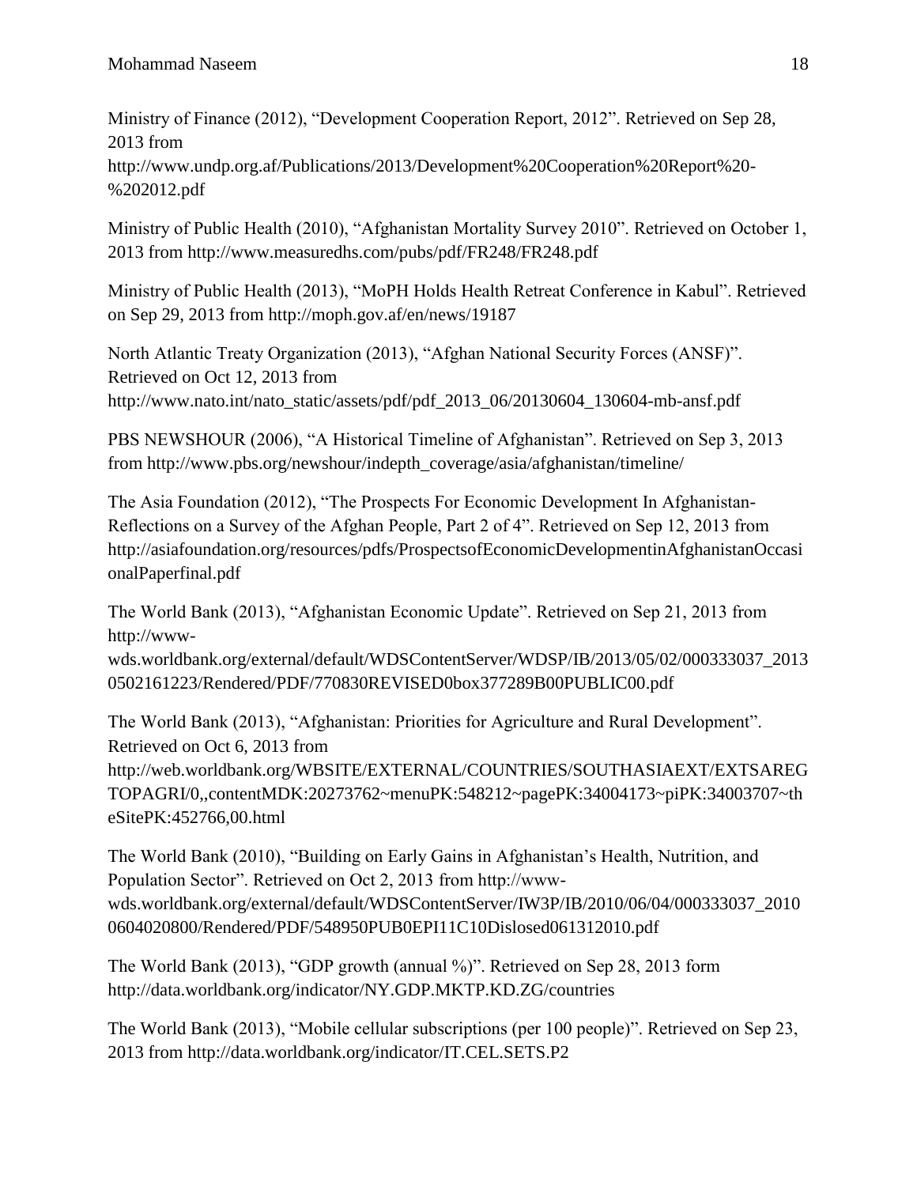Ministry of Finance (2012), "Development Cooperation Report, 2012". Retrieved on Sep 28, 2013 from http://www.undp.org.af/Publications/2013/Development%20Cooperation%20Report%20-%202012.pdf

Ministry of Public Health (2010), "Afghanistan Mortality Survey 2010". Retrieved on October 1, 2013 from http://www.measuredhs.com/pubs/pdf/FR248/FR248.pdf

Ministry of Public Health (2013), "MoPH Holds Health Retreat Conference in Kabul". Retrieved on Sep 29, 2013 from http://moph.gov.af/en/news/19187

North Atlantic Treaty Organization (2013), "Afghan National Security Forces (ANSF)". Retrieved on Oct 12, 2013 from http://www.nato.int/nato_static/assets/pdf/pdf_2013_06/20130604_130604-mb-ansf.pdf

PBS NEWSHOUR (2006), "A Historical Timeline of Afghanistan". Retrieved on Sep 3, 2013 from http://www.pbs.org/newshour/indepth_coverage/asia/afghanistan/timeline/

The Asia Foundation (2012), "The Prospects For Economic Development In Afghanistan-Reflections on a Survey of the Afghan People, Part 2 of 4". Retrieved on Sep 12, 2013 from http://asiafoundation.org/resources/pdfs/ProspectsofEconomicDevelopmentinAfghanistanOccasionalPaperfinal.pdf

The World Bank (2013), "Afghanistan Economic Update". Retrieved on Sep 21, 2013 from http://www-wds.worldbank.org/external/default/WDSContentServer/WDSP/IB/2013/05/02/000333037_20130502161223/Rendered/PDF/770830REVISED0box377289B00PUBLIC00.pdf

The World Bank (2013), "Afghanistan: Priorities for Agriculture and Rural Development". Retrieved on Oct 6, 2013 from http://web.worldbank.org/WBSITE/EXTERNAL/COUNTRIES/SOUTHASIAEXT/EXTSAREGTOPAGRI/0,,contentMDK:20273762~menuPK:548212~pagePK:34004173~piPK:34003707~theSitePK:452766,00.html

The World Bank (2010), "Building on Early Gains in Afghanistan's Health, Nutrition, and Population Sector". Retrieved on Oct 2, 2013 from http://www-wds.worldbank.org/external/default/WDSContentServer/IW3P/IB/2010/06/04/000333037_20100604020800/Rendered/PDF/548950PUB0EPI11C10Dislosed061312010.pdf

The World Bank (2013), "GDP growth (annual %)". Retrieved on Sep 28, 2013 form http://data.worldbank.org/indicator/NY.GDP.MKTP.KD.ZG/countries

The World Bank (2013), "Mobile cellular subscriptions (per 100 people)". Retrieved on Sep 23, 2013 from http://data.worldbank.org/indicator/IT.CEL.SETS.P2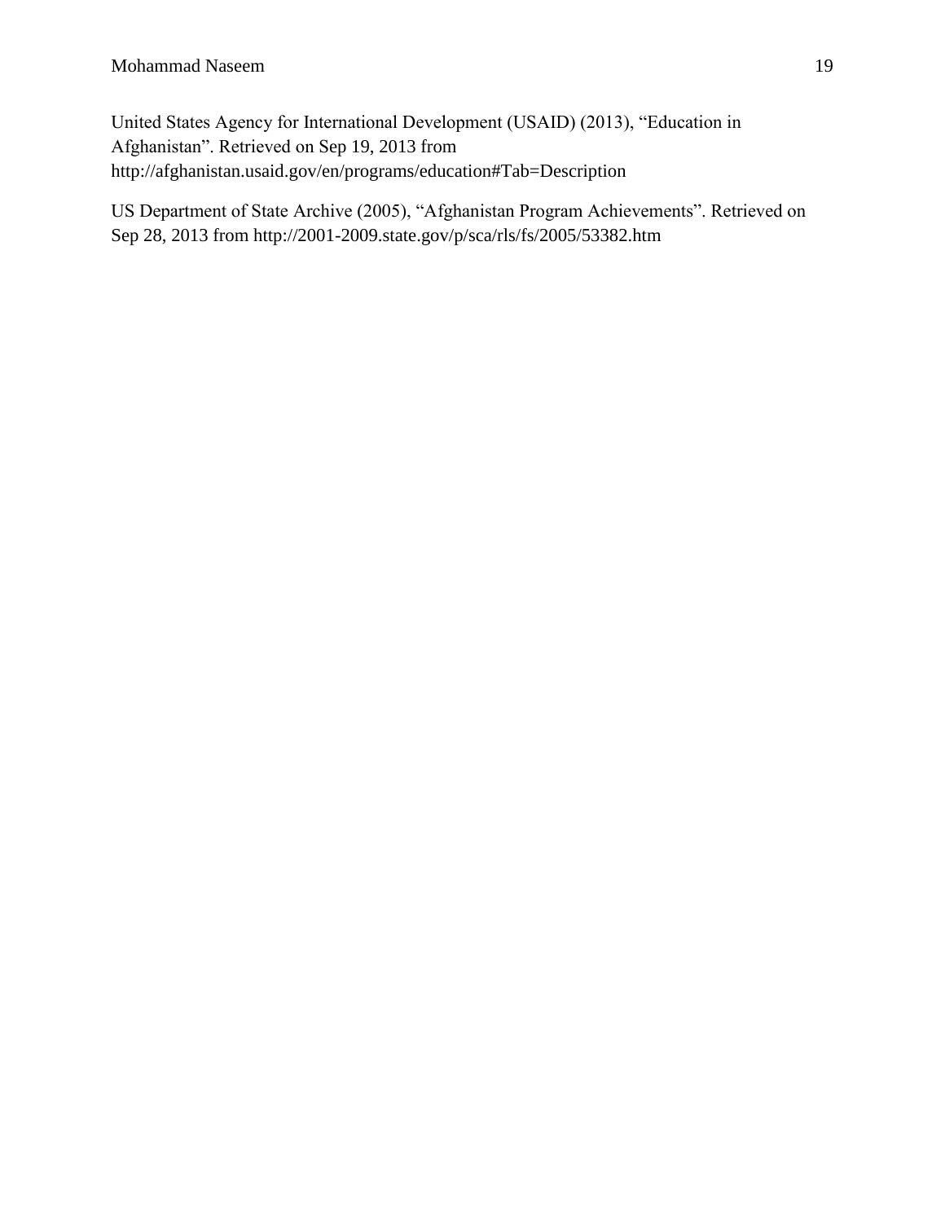United States Agency for International Development (USAID) (2013), “Education in Afghanistan”. Retrieved on Sep 19, 2013 from http://afghanistan.usaid.gov/en/programs/education#Tab=Description

US Department of State Archive (2005), “Afghanistan Program Achievements”. Retrieved on Sep 28, 2013 from http://2001-2009.state.gov/p/sca/rls/fs/2005/53382.htm